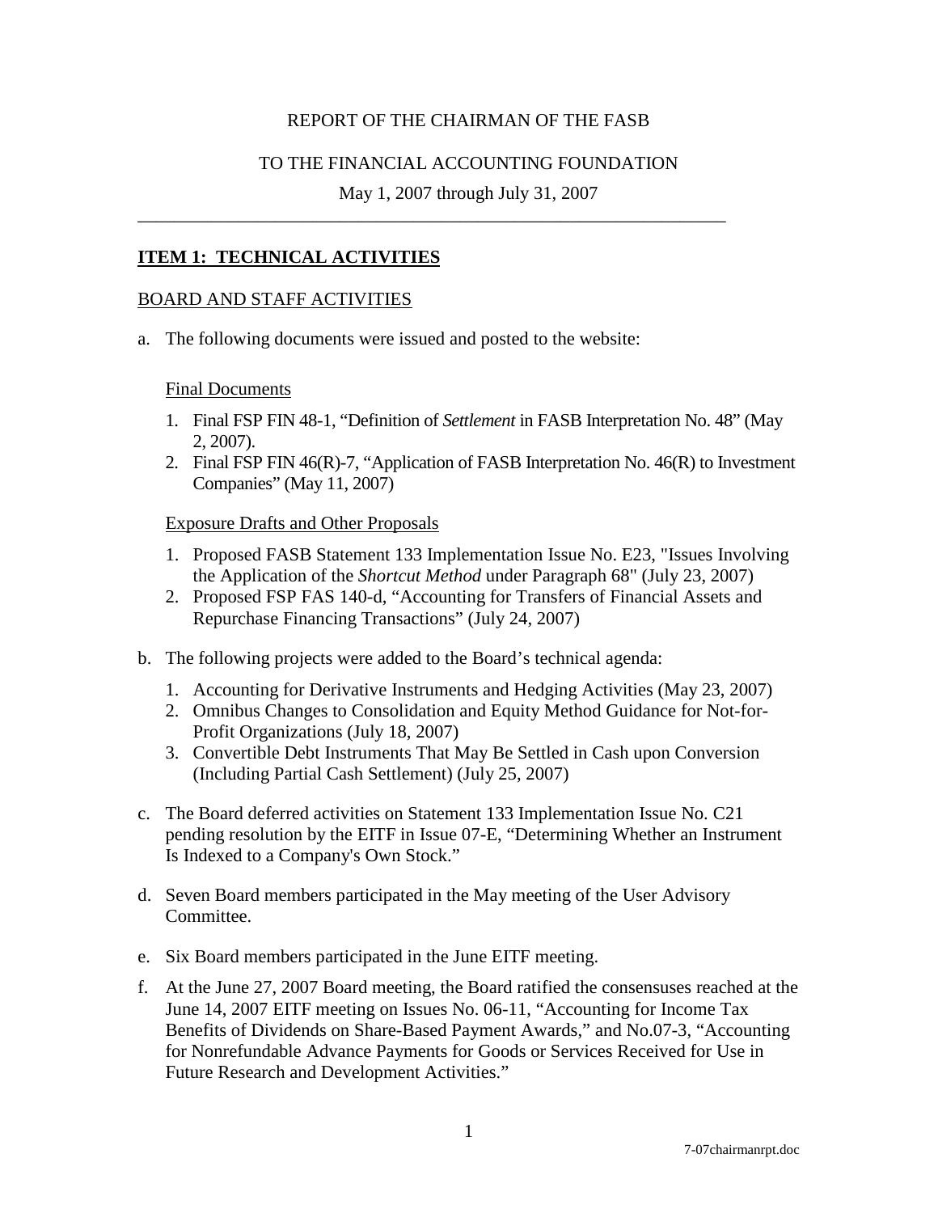REPORT OF THE CHAIRMAN OF THE FASB

TO THE FINANCIAL ACCOUNTING FOUNDATION

May 1, 2007 through July 31, 2007

---

## ITEM 1: TECHNICAL ACTIVITIES

### BOARD AND STAFF ACTIVITIES

a. The following documents were issued and posted to the website:

   Final Documents

   1. Final FSP FIN 48-1, "Definition of *Settlement* in FASB Interpretation No. 48" (May 2, 2007).
   2. Final FSP FIN 46(R)-7, "Application of FASB Interpretation No. 46(R) to Investment Companies" (May 11, 2007)

   Exposure Drafts and Other Proposals

   1. Proposed FASB Statement 133 Implementation Issue No. E23, "Issues Involving the Application of the *Shortcut Method* under Paragraph 68" (July 23, 2007)
   2. Proposed FSP FAS 140-d, "Accounting for Transfers of Financial Assets and Repurchase Financing Transactions" (July 24, 2007)

b. The following projects were added to the Board's technical agenda:

   1. Accounting for Derivative Instruments and Hedging Activities (May 23, 2007)
   2. Omnibus Changes to Consolidation and Equity Method Guidance for Not-for-Profit Organizations (July 18, 2007)
   3. Convertible Debt Instruments That May Be Settled in Cash upon Conversion (Including Partial Cash Settlement) (July 25, 2007)

c. The Board deferred activities on Statement 133 Implementation Issue No. C21 pending resolution by the EITF in Issue 07-E, "Determining Whether an Instrument Is Indexed to a Company's Own Stock."

d. Seven Board members participated in the May meeting of the User Advisory Committee.

e. Six Board members participated in the June EITF meeting.

f. At the June 27, 2007 Board meeting, the Board ratified the consensuses reached at the June 14, 2007 EITF meeting on Issues No. 06-11, "Accounting for Income Tax Benefits of Dividends on Share-Based Payment Awards," and No.07-3, "Accounting for Nonrefundable Advance Payments for Goods or Services Received for Use in Future Research and Development Activities."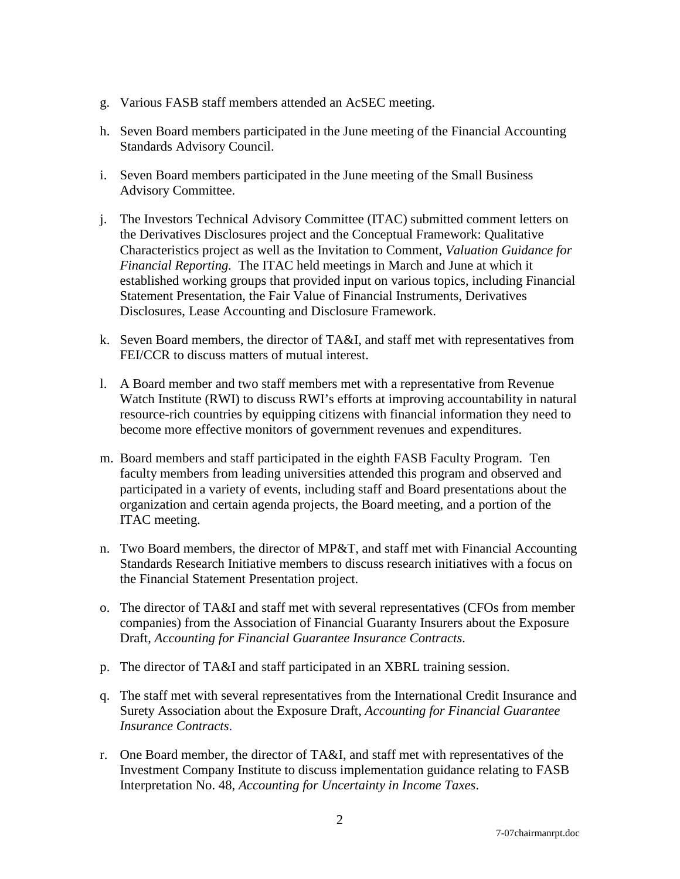g. Various FASB staff members attended an AcSEC meeting.

h. Seven Board members participated in the June meeting of the Financial Accounting Standards Advisory Council.

i. Seven Board members participated in the June meeting of the Small Business Advisory Committee.

j. The Investors Technical Advisory Committee (ITAC) submitted comment letters on the Derivatives Disclosures project and the Conceptual Framework: Qualitative Characteristics project as well as the Invitation to Comment, *Valuation Guidance for Financial Reporting.* The ITAC held meetings in March and June at which it established working groups that provided input on various topics, including Financial Statement Presentation, the Fair Value of Financial Instruments, Derivatives Disclosures, Lease Accounting and Disclosure Framework.

k. Seven Board members, the director of TA&I, and staff met with representatives from FEI/CCR to discuss matters of mutual interest.

l. A Board member and two staff members met with a representative from Revenue Watch Institute (RWI) to discuss RWI's efforts at improving accountability in natural resource-rich countries by equipping citizens with financial information they need to become more effective monitors of government revenues and expenditures.

m. Board members and staff participated in the eighth FASB Faculty Program. Ten faculty members from leading universities attended this program and observed and participated in a variety of events, including staff and Board presentations about the organization and certain agenda projects, the Board meeting, and a portion of the ITAC meeting.

n. Two Board members, the director of MP&T, and staff met with Financial Accounting Standards Research Initiative members to discuss research initiatives with a focus on the Financial Statement Presentation project.

o. The director of TA&I and staff met with several representatives (CFOs from member companies) from the Association of Financial Guaranty Insurers about the Exposure Draft, *Accounting for Financial Guarantee Insurance Contracts*.

p. The director of TA&I and staff participated in an XBRL training session.

q. The staff met with several representatives from the International Credit Insurance and Surety Association about the Exposure Draft, *Accounting for Financial Guarantee Insurance Contracts*.

r. One Board member, the director of TA&I, and staff met with representatives of the Investment Company Institute to discuss implementation guidance relating to FASB Interpretation No. 48, *Accounting for Uncertainty in Income Taxes*.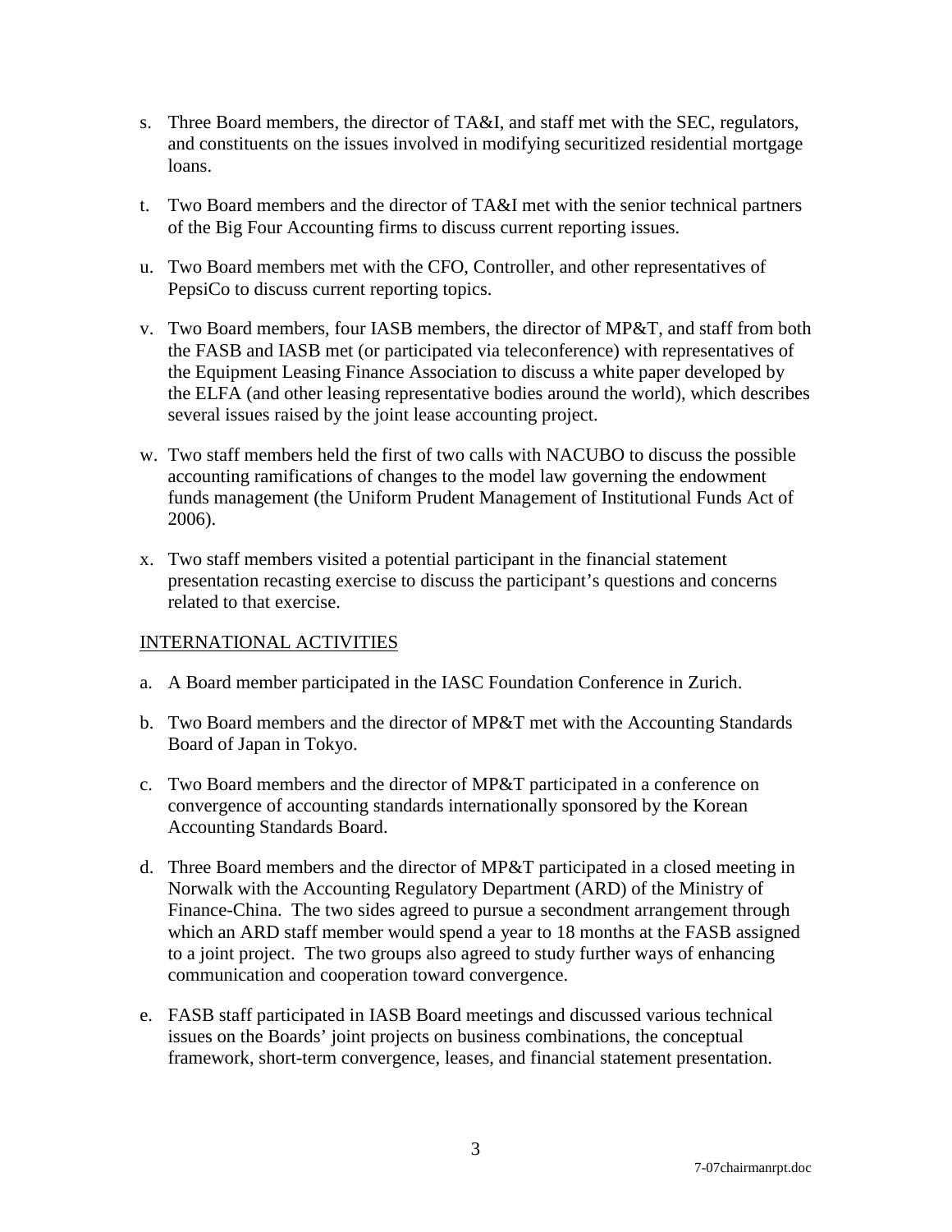s. Three Board members, the director of TA&I, and staff met with the SEC, regulators, and constituents on the issues involved in modifying securitized residential mortgage loans.

t. Two Board members and the director of TA&I met with the senior technical partners of the Big Four Accounting firms to discuss current reporting issues.

u. Two Board members met with the CFO, Controller, and other representatives of PepsiCo to discuss current reporting topics.

v. Two Board members, four IASB members, the director of MP&T, and staff from both the FASB and IASB met (or participated via teleconference) with representatives of the Equipment Leasing Finance Association to discuss a white paper developed by the ELFA (and other leasing representative bodies around the world), which describes several issues raised by the joint lease accounting project.

w. Two staff members held the first of two calls with NACUBO to discuss the possible accounting ramifications of changes to the model law governing the endowment funds management (the Uniform Prudent Management of Institutional Funds Act of 2006).

x. Two staff members visited a potential participant in the financial statement presentation recasting exercise to discuss the participant's questions and concerns related to that exercise.

<u>INTERNATIONAL ACTIVITIES</u>

a. A Board member participated in the IASC Foundation Conference in Zurich.

b. Two Board members and the director of MP&T met with the Accounting Standards Board of Japan in Tokyo.

c. Two Board members and the director of MP&T participated in a conference on convergence of accounting standards internationally sponsored by the Korean Accounting Standards Board.

d. Three Board members and the director of MP&T participated in a closed meeting in Norwalk with the Accounting Regulatory Department (ARD) of the Ministry of Finance-China. The two sides agreed to pursue a secondment arrangement through which an ARD staff member would spend a year to 18 months at the FASB assigned to a joint project. The two groups also agreed to study further ways of enhancing communication and cooperation toward convergence.

e. FASB staff participated in IASB Board meetings and discussed various technical issues on the Boards' joint projects on business combinations, the conceptual framework, short-term convergence, leases, and financial statement presentation.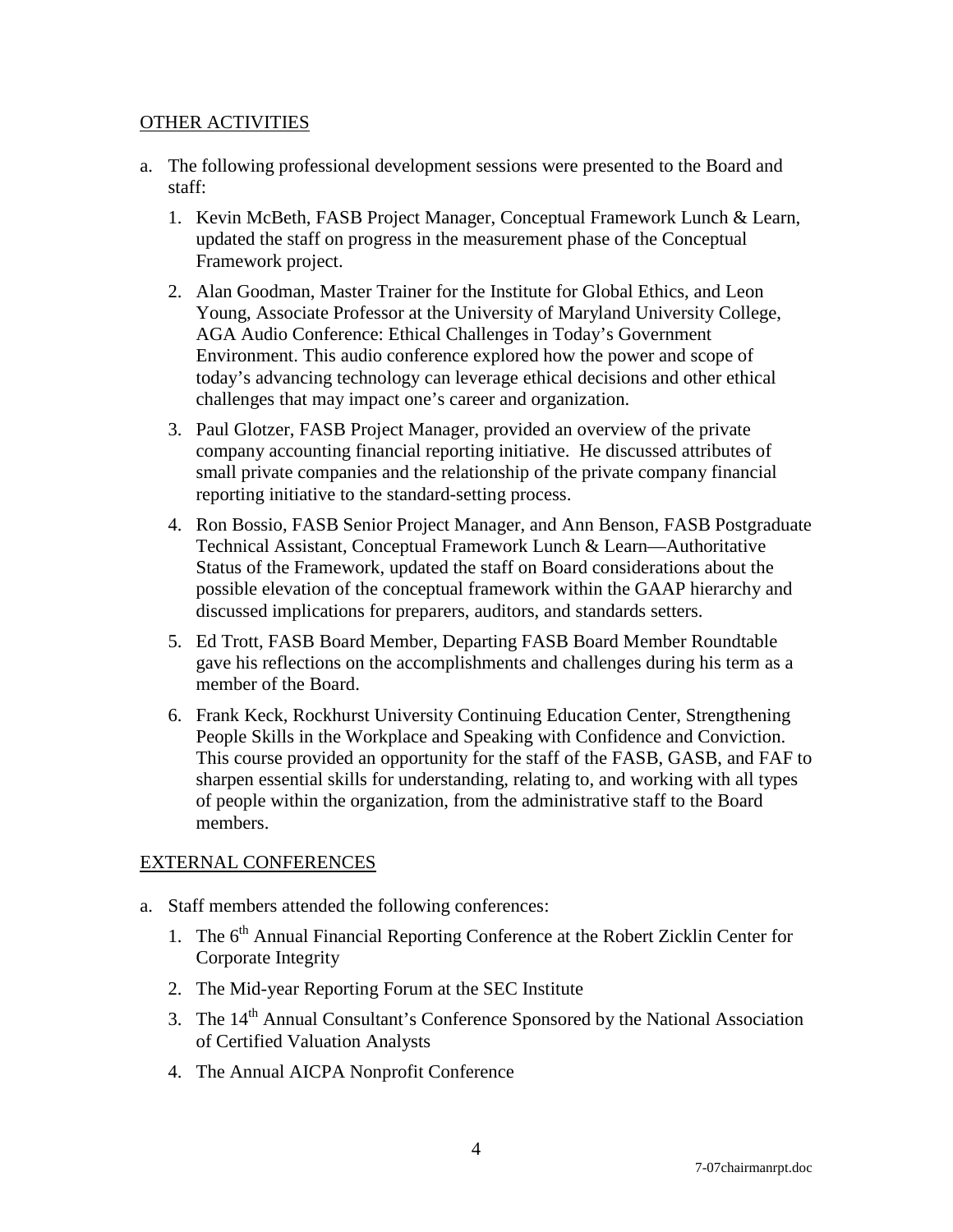## OTHER ACTIVITIES

a. The following professional development sessions were presented to the Board and staff:

   1. Kevin McBeth, FASB Project Manager, Conceptual Framework Lunch & Learn, updated the staff on progress in the measurement phase of the Conceptual Framework project.

   2. Alan Goodman, Master Trainer for the Institute for Global Ethics, and Leon Young, Associate Professor at the University of Maryland University College, AGA Audio Conference: Ethical Challenges in Today's Government Environment. This audio conference explored how the power and scope of today's advancing technology can leverage ethical decisions and other ethical challenges that may impact one's career and organization.

   3. Paul Glotzer, FASB Project Manager, provided an overview of the private company accounting financial reporting initiative. He discussed attributes of small private companies and the relationship of the private company financial reporting initiative to the standard-setting process.

   4. Ron Bossio, FASB Senior Project Manager, and Ann Benson, FASB Postgraduate Technical Assistant, Conceptual Framework Lunch & Learn—Authoritative Status of the Framework, updated the staff on Board considerations about the possible elevation of the conceptual framework within the GAAP hierarchy and discussed implications for preparers, auditors, and standards setters.

   5. Ed Trott, FASB Board Member, Departing FASB Board Member Roundtable gave his reflections on the accomplishments and challenges during his term as a member of the Board.

   6. Frank Keck, Rockhurst University Continuing Education Center, Strengthening People Skills in the Workplace and Speaking with Confidence and Conviction. This course provided an opportunity for the staff of the FASB, GASB, and FAF to sharpen essential skills for understanding, relating to, and working with all types of people within the organization, from the administrative staff to the Board members.

## EXTERNAL CONFERENCES

a. Staff members attended the following conferences:

   1. The 6th Annual Financial Reporting Conference at the Robert Zicklin Center for Corporate Integrity

   2. The Mid-year Reporting Forum at the SEC Institute

   3. The 14th Annual Consultant's Conference Sponsored by the National Association of Certified Valuation Analysts

   4. The Annual AICPA Nonprofit Conference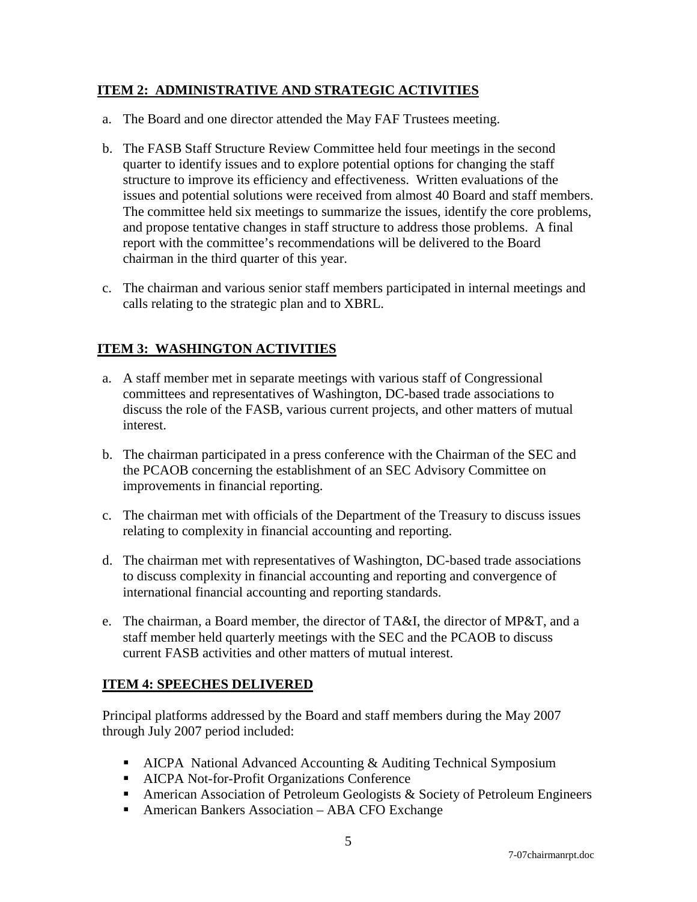## ITEM 2: ADMINISTRATIVE AND STRATEGIC ACTIVITIES

a. The Board and one director attended the May FAF Trustees meeting.

b. The FASB Staff Structure Review Committee held four meetings in the second quarter to identify issues and to explore potential options for changing the staff structure to improve its efficiency and effectiveness. Written evaluations of the issues and potential solutions were received from almost 40 Board and staff members. The committee held six meetings to summarize the issues, identify the core problems, and propose tentative changes in staff structure to address those problems. A final report with the committee's recommendations will be delivered to the Board chairman in the third quarter of this year.

c. The chairman and various senior staff members participated in internal meetings and calls relating to the strategic plan and to XBRL.

## ITEM 3: WASHINGTON ACTIVITIES

a. A staff member met in separate meetings with various staff of Congressional committees and representatives of Washington, DC-based trade associations to discuss the role of the FASB, various current projects, and other matters of mutual interest.

b. The chairman participated in a press conference with the Chairman of the SEC and the PCAOB concerning the establishment of an SEC Advisory Committee on improvements in financial reporting.

c. The chairman met with officials of the Department of the Treasury to discuss issues relating to complexity in financial accounting and reporting.

d. The chairman met with representatives of Washington, DC-based trade associations to discuss complexity in financial accounting and reporting and convergence of international financial accounting and reporting standards.

e. The chairman, a Board member, the director of TA&I, the director of MP&T, and a staff member held quarterly meetings with the SEC and the PCAOB to discuss current FASB activities and other matters of mutual interest.

## ITEM 4: SPEECHES DELIVERED

Principal platforms addressed by the Board and staff members during the May 2007 through July 2007 period included:

- AICPA National Advanced Accounting & Auditing Technical Symposium
- AICPA Not-for-Profit Organizations Conference
- American Association of Petroleum Geologists & Society of Petroleum Engineers
- American Bankers Association – ABA CFO Exchange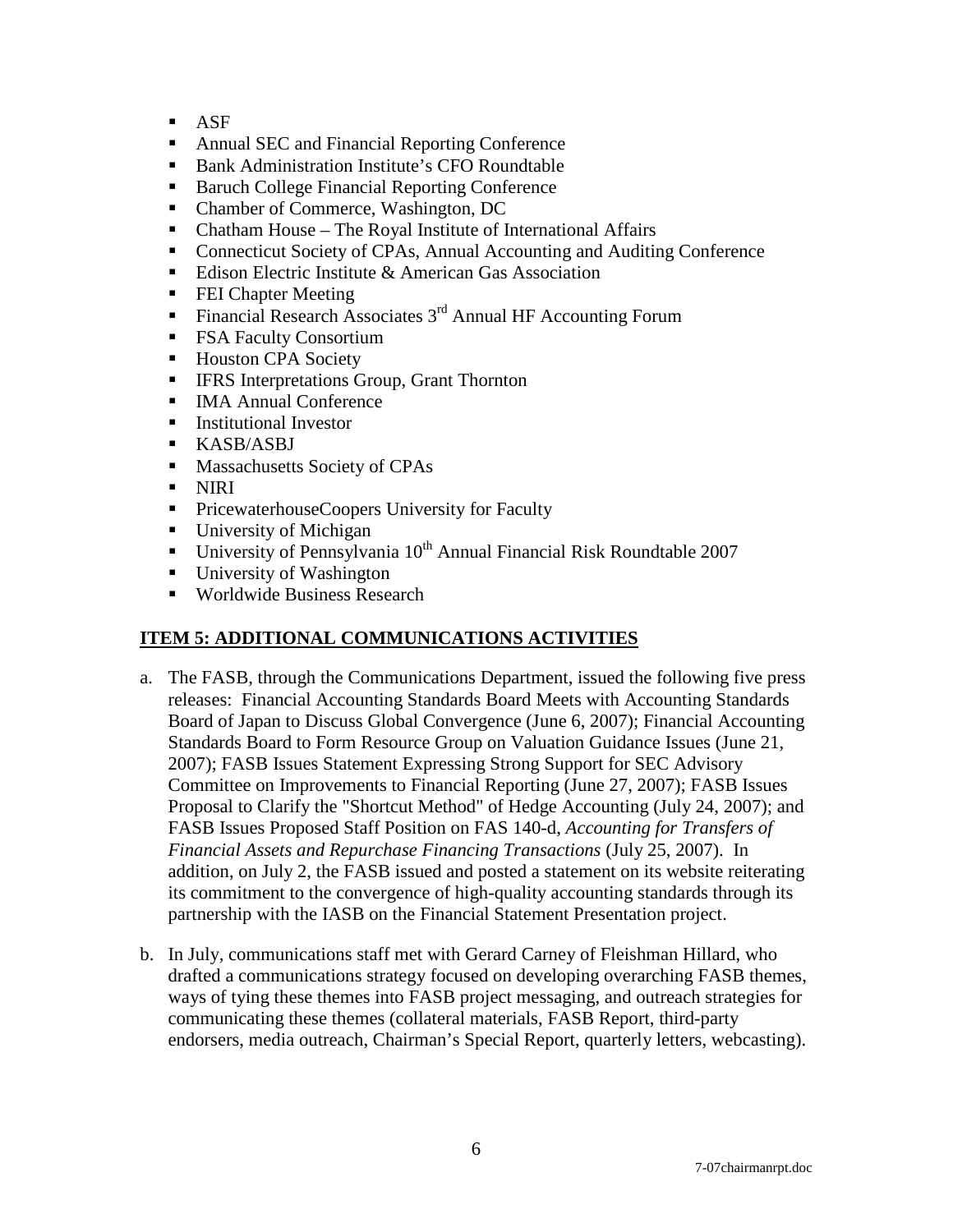- ASF
- Annual SEC and Financial Reporting Conference
- Bank Administration Institute's CFO Roundtable
- Baruch College Financial Reporting Conference
- Chamber of Commerce, Washington, DC
- Chatham House – The Royal Institute of International Affairs
- Connecticut Society of CPAs, Annual Accounting and Auditing Conference
- Edison Electric Institute & American Gas Association
- FEI Chapter Meeting
- Financial Research Associates 3rd Annual HF Accounting Forum
- FSA Faculty Consortium
- Houston CPA Society
- IFRS Interpretations Group, Grant Thornton
- IMA Annual Conference
- Institutional Investor
- KASB/ASBJ
- Massachusetts Society of CPAs
- NIRI
- PricewaterhouseCoopers University for Faculty
- University of Michigan
- University of Pennsylvania 10th Annual Financial Risk Roundtable 2007
- University of Washington
- Worldwide Business Research

## ITEM 5: ADDITIONAL COMMUNICATIONS ACTIVITIES

a. The FASB, through the Communications Department, issued the following five press releases: Financial Accounting Standards Board Meets with Accounting Standards Board of Japan to Discuss Global Convergence (June 6, 2007); Financial Accounting Standards Board to Form Resource Group on Valuation Guidance Issues (June 21, 2007); FASB Issues Statement Expressing Strong Support for SEC Advisory Committee on Improvements to Financial Reporting (June 27, 2007); FASB Issues Proposal to Clarify the "Shortcut Method" of Hedge Accounting (July 24, 2007); and FASB Issues Proposed Staff Position on FAS 140-d, *Accounting for Transfers of Financial Assets and Repurchase Financing Transactions* (July 25, 2007). In addition, on July 2, the FASB issued and posted a statement on its website reiterating its commitment to the convergence of high-quality accounting standards through its partnership with the IASB on the Financial Statement Presentation project.

b. In July, communications staff met with Gerard Carney of Fleishman Hillard, who drafted a communications strategy focused on developing overarching FASB themes, ways of tying these themes into FASB project messaging, and outreach strategies for communicating these themes (collateral materials, FASB Report, third-party endorsers, media outreach, Chairman's Special Report, quarterly letters, webcasting).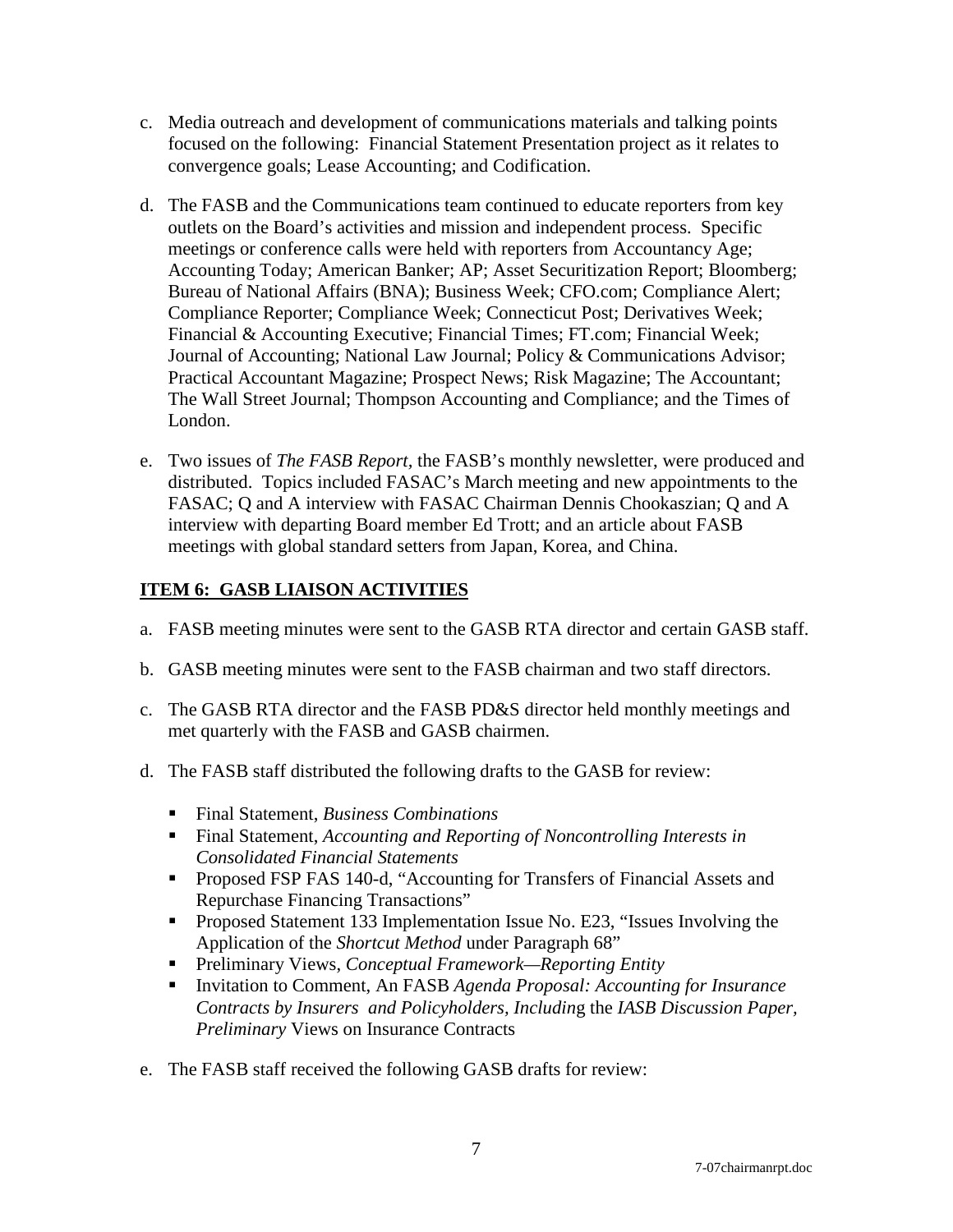c. Media outreach and development of communications materials and talking points focused on the following: Financial Statement Presentation project as it relates to convergence goals; Lease Accounting; and Codification.

d. The FASB and the Communications team continued to educate reporters from key outlets on the Board's activities and mission and independent process. Specific meetings or conference calls were held with reporters from Accountancy Age; Accounting Today; American Banker; AP; Asset Securitization Report; Bloomberg; Bureau of National Affairs (BNA); Business Week; CFO.com; Compliance Alert; Compliance Reporter; Compliance Week; Connecticut Post; Derivatives Week; Financial & Accounting Executive; Financial Times; FT.com; Financial Week; Journal of Accounting; National Law Journal; Policy & Communications Advisor; Practical Accountant Magazine; Prospect News; Risk Magazine; The Accountant; The Wall Street Journal; Thompson Accounting and Compliance; and the Times of London.

e. Two issues of *The FASB Report*, the FASB's monthly newsletter, were produced and distributed. Topics included FASAC's March meeting and new appointments to the FASAC; Q and A interview with FASAC Chairman Dennis Chookaszian; Q and A interview with departing Board member Ed Trott; and an article about FASB meetings with global standard setters from Japan, Korea, and China.

## ITEM 6: GASB LIAISON ACTIVITIES

a. FASB meeting minutes were sent to the GASB RTA director and certain GASB staff.

b. GASB meeting minutes were sent to the FASB chairman and two staff directors.

c. The GASB RTA director and the FASB PD&S director held monthly meetings and met quarterly with the FASB and GASB chairmen.

d. The FASB staff distributed the following drafts to the GASB for review:

- Final Statement, *Business Combinations*
- Final Statement, *Accounting and Reporting of Noncontrolling Interests in Consolidated Financial Statements*
- Proposed FSP FAS 140-d, "Accounting for Transfers of Financial Assets and Repurchase Financing Transactions"
- Proposed Statement 133 Implementation Issue No. E23, "Issues Involving the Application of the *Shortcut Method* under Paragraph 68"
- Preliminary Views, *Conceptual Framework—Reporting Entity*
- Invitation to Comment, An FASB *Agenda Proposal: Accounting for Insurance Contracts by Insurers and Policyholders, Includin*g the *IASB Discussion Paper, Preliminary* Views on Insurance Contracts

e. The FASB staff received the following GASB drafts for review: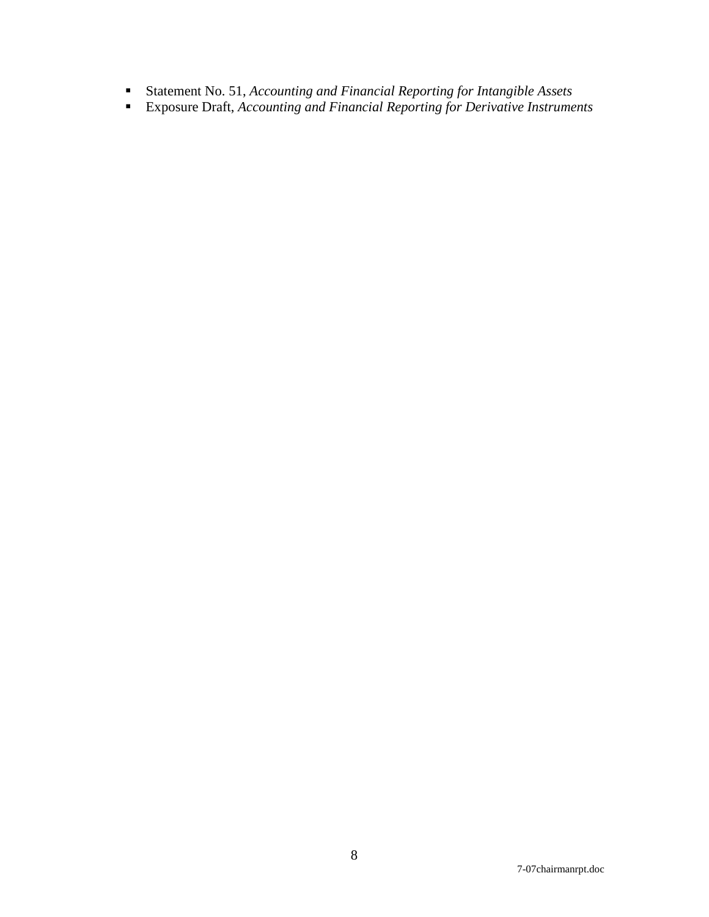- Statement No. 51, *Accounting and Financial Reporting for Intangible Assets*
- Exposure Draft, *Accounting and Financial Reporting for Derivative Instruments*